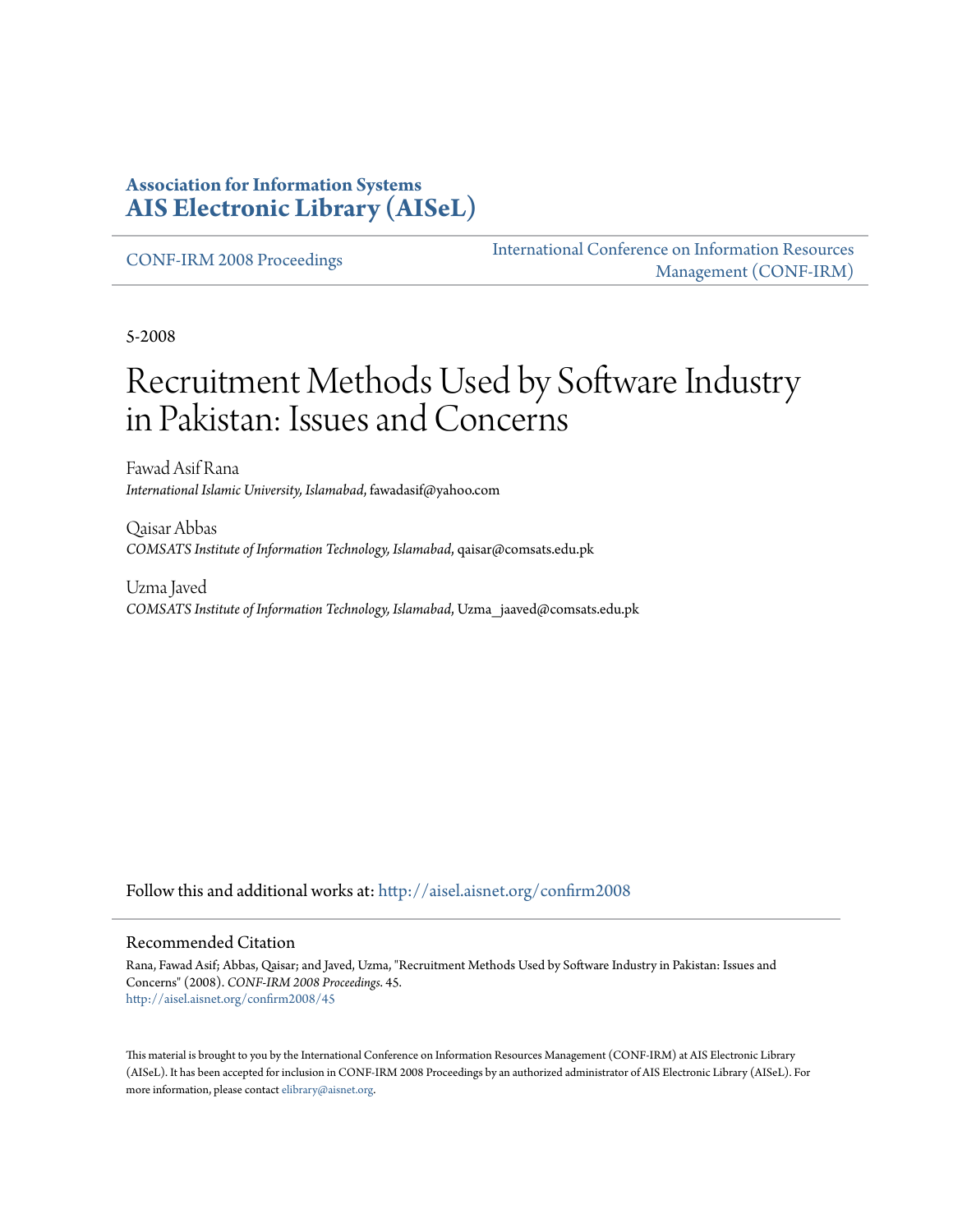**Association for Information Systems**
**AIS Electronic Library (AISeL)**

CONF-IRM 2008 Proceedings

International Conference on Information Resources Management (CONF-IRM)

5-2008

# Recruitment Methods Used by Software Industry in Pakistan: Issues and Concerns

Fawad Asif Rana
*International Islamic University, Islamabad*, fawadasif@yahoo.com

Qaisar Abbas
*COMSATS Institute of Information Technology, Islamabad*, qaisar@comsats.edu.pk

Uzma Javed
*COMSATS Institute of Information Technology, Islamabad*, Uzma_jaaved@comsats.edu.pk

Follow this and additional works at: http://aisel.aisnet.org/confirm2008

## Recommended Citation

Rana, Fawad Asif; Abbas, Qaisar; and Javed, Uzma, "Recruitment Methods Used by Software Industry in Pakistan: Issues and Concerns" (2008). *CONF-IRM 2008 Proceedings*. 45.
http://aisel.aisnet.org/confirm2008/45

This material is brought to you by the International Conference on Information Resources Management (CONF-IRM) at AIS Electronic Library (AISeL). It has been accepted for inclusion in CONF-IRM 2008 Proceedings by an authorized administrator of AIS Electronic Library (AISeL). For more information, please contact elibrary@aisnet.org.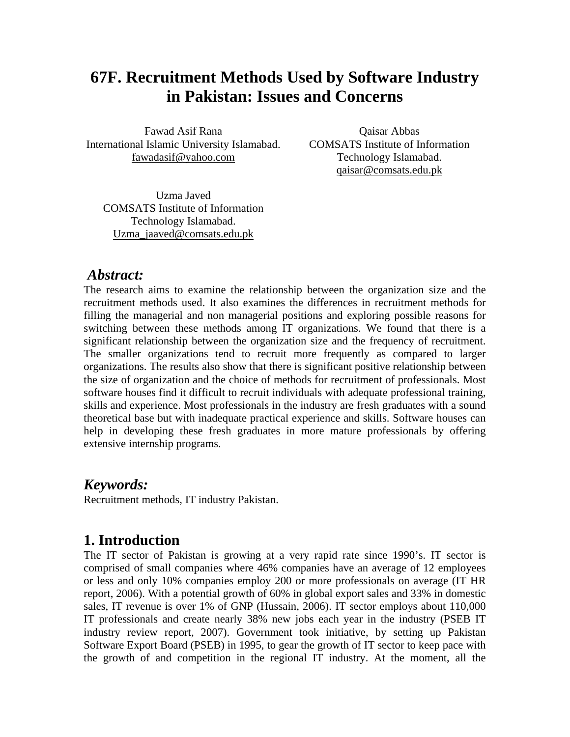// 67F. Recruitment Methods Used by Software Industry in Pakistan: Issues and Concerns

# 67F. Recruitment Methods Used by Software Industry in Pakistan: Issues and Concerns

Fawad Asif Rana
International Islamic University Islamabad.
fawadasif@yahoo.com

Qaisar Abbas
COMSATS Institute of Information Technology Islamabad.
qaisar@comsats.edu.pk

Uzma Javed
COMSATS Institute of Information Technology Islamabad.
Uzma_jaaved@comsats.edu.pk

## *Abstract:*

The research aims to examine the relationship between the organization size and the recruitment methods used. It also examines the differences in recruitment methods for filling the managerial and non managerial positions and exploring possible reasons for switching between these methods among IT organizations. We found that there is a significant relationship between the organization size and the frequency of recruitment. The smaller organizations tend to recruit more frequently as compared to larger organizations. The results also show that there is significant positive relationship between the size of organization and the choice of methods for recruitment of professionals. Most software houses find it difficult to recruit individuals with adequate professional training, skills and experience. Most professionals in the industry are fresh graduates with a sound theoretical base but with inadequate practical experience and skills. Software houses can help in developing these fresh graduates in more mature professionals by offering extensive internship programs.

## *Keywords:*

Recruitment methods, IT industry Pakistan.

## 1. Introduction

The IT sector of Pakistan is growing at a very rapid rate since 1990's. IT sector is comprised of small companies where 46% companies have an average of 12 employees or less and only 10% companies employ 200 or more professionals on average (IT HR report, 2006). With a potential growth of 60% in global export sales and 33% in domestic sales, IT revenue is over 1% of GNP (Hussain, 2006). IT sector employs about 110,000 IT professionals and create nearly 38% new jobs each year in the industry (PSEB IT industry review report, 2007). Government took initiative, by setting up Pakistan Software Export Board (PSEB) in 1995, to gear the growth of IT sector to keep pace with the growth of and competition in the regional IT industry. At the moment, all the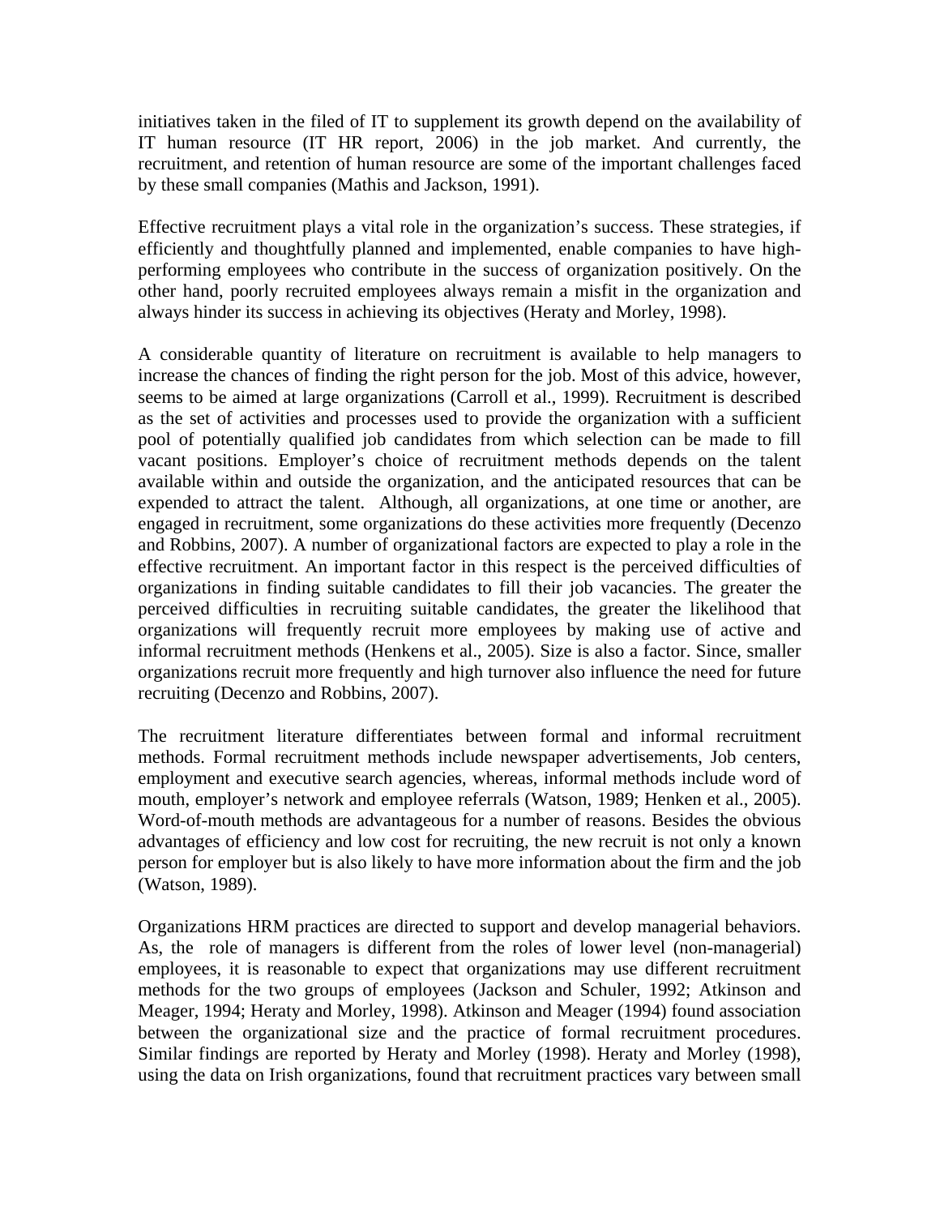initiatives taken in the filed of IT to supplement its growth depend on the availability of IT human resource (IT HR report, 2006) in the job market. And currently, the recruitment, and retention of human resource are some of the important challenges faced by these small companies (Mathis and Jackson, 1991).

Effective recruitment plays a vital role in the organization's success. These strategies, if efficiently and thoughtfully planned and implemented, enable companies to have high-performing employees who contribute in the success of organization positively. On the other hand, poorly recruited employees always remain a misfit in the organization and always hinder its success in achieving its objectives (Heraty and Morley, 1998).

A considerable quantity of literature on recruitment is available to help managers to increase the chances of finding the right person for the job. Most of this advice, however, seems to be aimed at large organizations (Carroll et al., 1999). Recruitment is described as the set of activities and processes used to provide the organization with a sufficient pool of potentially qualified job candidates from which selection can be made to fill vacant positions. Employer's choice of recruitment methods depends on the talent available within and outside the organization, and the anticipated resources that can be expended to attract the talent. Although, all organizations, at one time or another, are engaged in recruitment, some organizations do these activities more frequently (Decenzo and Robbins, 2007). A number of organizational factors are expected to play a role in the effective recruitment. An important factor in this respect is the perceived difficulties of organizations in finding suitable candidates to fill their job vacancies. The greater the perceived difficulties in recruiting suitable candidates, the greater the likelihood that organizations will frequently recruit more employees by making use of active and informal recruitment methods (Henkens et al., 2005). Size is also a factor. Since, smaller organizations recruit more frequently and high turnover also influence the need for future recruiting (Decenzo and Robbins, 2007).

The recruitment literature differentiates between formal and informal recruitment methods. Formal recruitment methods include newspaper advertisements, Job centers, employment and executive search agencies, whereas, informal methods include word of mouth, employer's network and employee referrals (Watson, 1989; Henken et al., 2005). Word-of-mouth methods are advantageous for a number of reasons. Besides the obvious advantages of efficiency and low cost for recruiting, the new recruit is not only a known person for employer but is also likely to have more information about the firm and the job (Watson, 1989).

Organizations HRM practices are directed to support and develop managerial behaviors. As, the role of managers is different from the roles of lower level (non-managerial) employees, it is reasonable to expect that organizations may use different recruitment methods for the two groups of employees (Jackson and Schuler, 1992; Atkinson and Meager, 1994; Heraty and Morley, 1998). Atkinson and Meager (1994) found association between the organizational size and the practice of formal recruitment procedures. Similar findings are reported by Heraty and Morley (1998). Heraty and Morley (1998), using the data on Irish organizations, found that recruitment practices vary between small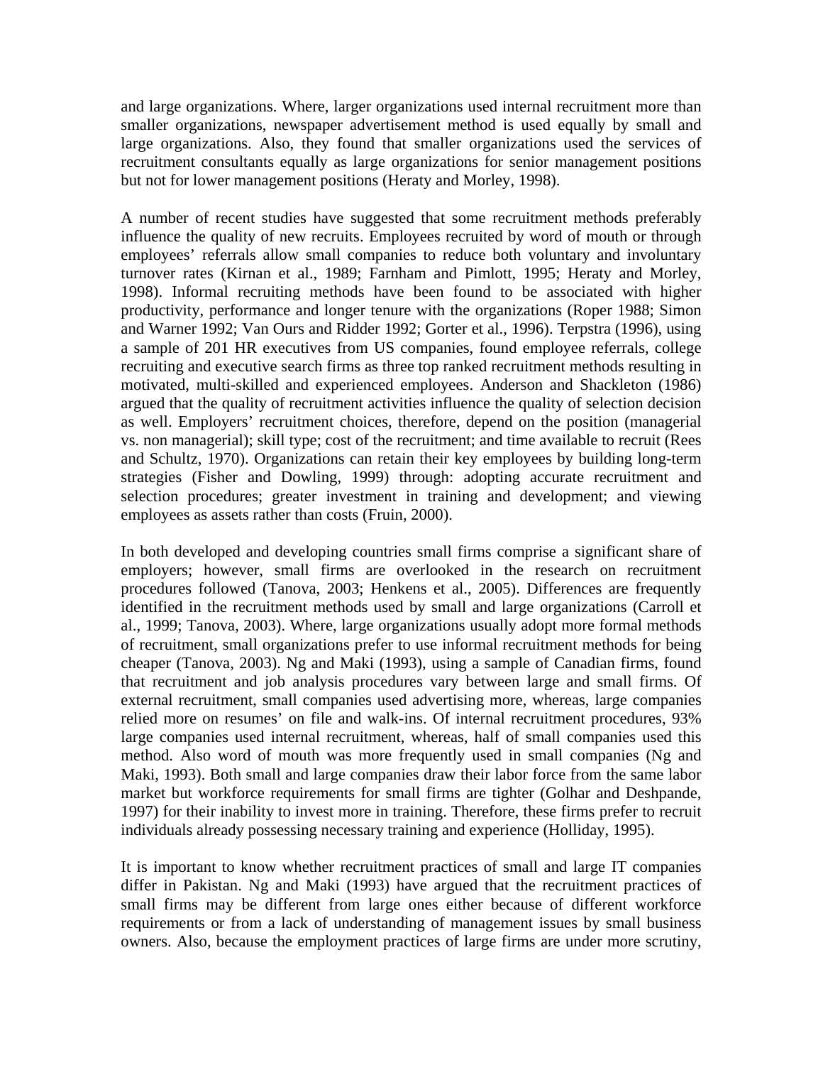and large organizations. Where, larger organizations used internal recruitment more than smaller organizations, newspaper advertisement method is used equally by small and large organizations. Also, they found that smaller organizations used the services of recruitment consultants equally as large organizations for senior management positions but not for lower management positions (Heraty and Morley, 1998).

A number of recent studies have suggested that some recruitment methods preferably influence the quality of new recruits. Employees recruited by word of mouth or through employees' referrals allow small companies to reduce both voluntary and involuntary turnover rates (Kirnan et al., 1989; Farnham and Pimlott, 1995; Heraty and Morley, 1998). Informal recruiting methods have been found to be associated with higher productivity, performance and longer tenure with the organizations (Roper 1988; Simon and Warner 1992; Van Ours and Ridder 1992; Gorter et al., 1996). Terpstra (1996), using a sample of 201 HR executives from US companies, found employee referrals, college recruiting and executive search firms as three top ranked recruitment methods resulting in motivated, multi-skilled and experienced employees. Anderson and Shackleton (1986) argued that the quality of recruitment activities influence the quality of selection decision as well. Employers' recruitment choices, therefore, depend on the position (managerial vs. non managerial); skill type; cost of the recruitment; and time available to recruit (Rees and Schultz, 1970). Organizations can retain their key employees by building long-term strategies (Fisher and Dowling, 1999) through: adopting accurate recruitment and selection procedures; greater investment in training and development; and viewing employees as assets rather than costs (Fruin, 2000).

In both developed and developing countries small firms comprise a significant share of employers; however, small firms are overlooked in the research on recruitment procedures followed (Tanova, 2003; Henkens et al., 2005). Differences are frequently identified in the recruitment methods used by small and large organizations (Carroll et al., 1999; Tanova, 2003). Where, large organizations usually adopt more formal methods of recruitment, small organizations prefer to use informal recruitment methods for being cheaper (Tanova, 2003). Ng and Maki (1993), using a sample of Canadian firms, found that recruitment and job analysis procedures vary between large and small firms. Of external recruitment, small companies used advertising more, whereas, large companies relied more on resumes' on file and walk-ins. Of internal recruitment procedures, 93% large companies used internal recruitment, whereas, half of small companies used this method. Also word of mouth was more frequently used in small companies (Ng and Maki, 1993). Both small and large companies draw their labor force from the same labor market but workforce requirements for small firms are tighter (Golhar and Deshpande, 1997) for their inability to invest more in training. Therefore, these firms prefer to recruit individuals already possessing necessary training and experience (Holliday, 1995).

It is important to know whether recruitment practices of small and large IT companies differ in Pakistan. Ng and Maki (1993) have argued that the recruitment practices of small firms may be different from large ones either because of different workforce requirements or from a lack of understanding of management issues by small business owners. Also, because the employment practices of large firms are under more scrutiny,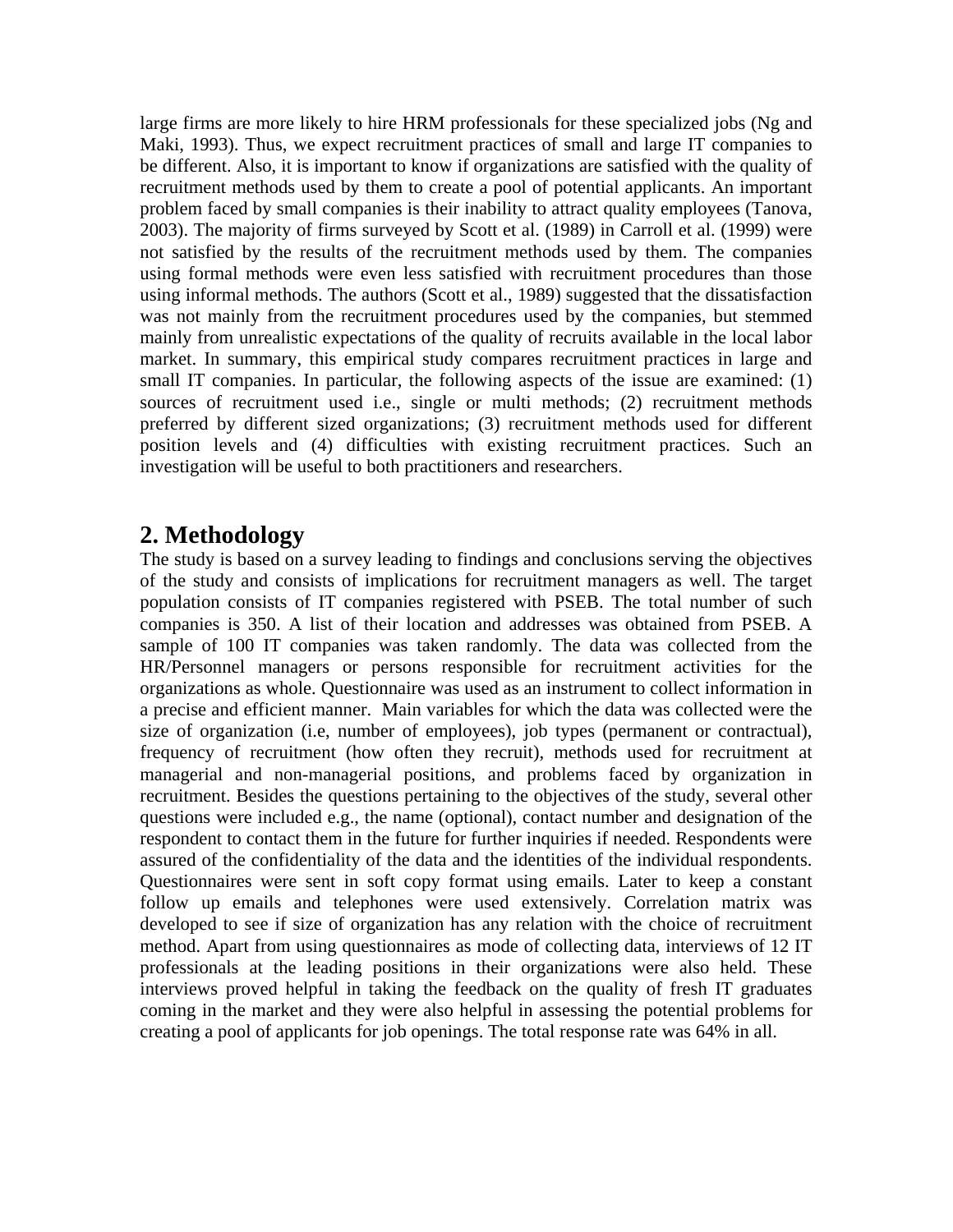large firms are more likely to hire HRM professionals for these specialized jobs (Ng and Maki, 1993). Thus, we expect recruitment practices of small and large IT companies to be different. Also, it is important to know if organizations are satisfied with the quality of recruitment methods used by them to create a pool of potential applicants. An important problem faced by small companies is their inability to attract quality employees (Tanova, 2003). The majority of firms surveyed by Scott et al. (1989) in Carroll et al. (1999) were not satisfied by the results of the recruitment methods used by them. The companies using formal methods were even less satisfied with recruitment procedures than those using informal methods. The authors (Scott et al., 1989) suggested that the dissatisfaction was not mainly from the recruitment procedures used by the companies, but stemmed mainly from unrealistic expectations of the quality of recruits available in the local labor market. In summary, this empirical study compares recruitment practices in large and small IT companies. In particular, the following aspects of the issue are examined: (1) sources of recruitment used i.e., single or multi methods; (2) recruitment methods preferred by different sized organizations; (3) recruitment methods used for different position levels and (4) difficulties with existing recruitment practices. Such an investigation will be useful to both practitioners and researchers.

## 2. Methodology

The study is based on a survey leading to findings and conclusions serving the objectives of the study and consists of implications for recruitment managers as well. The target population consists of IT companies registered with PSEB. The total number of such companies is 350. A list of their location and addresses was obtained from PSEB. A sample of 100 IT companies was taken randomly. The data was collected from the HR/Personnel managers or persons responsible for recruitment activities for the organizations as whole. Questionnaire was used as an instrument to collect information in a precise and efficient manner. Main variables for which the data was collected were the size of organization (i.e, number of employees), job types (permanent or contractual), frequency of recruitment (how often they recruit), methods used for recruitment at managerial and non-managerial positions, and problems faced by organization in recruitment. Besides the questions pertaining to the objectives of the study, several other questions were included e.g., the name (optional), contact number and designation of the respondent to contact them in the future for further inquiries if needed. Respondents were assured of the confidentiality of the data and the identities of the individual respondents. Questionnaires were sent in soft copy format using emails. Later to keep a constant follow up emails and telephones were used extensively. Correlation matrix was developed to see if size of organization has any relation with the choice of recruitment method. Apart from using questionnaires as mode of collecting data, interviews of 12 IT professionals at the leading positions in their organizations were also held. These interviews proved helpful in taking the feedback on the quality of fresh IT graduates coming in the market and they were also helpful in assessing the potential problems for creating a pool of applicants for job openings. The total response rate was 64% in all.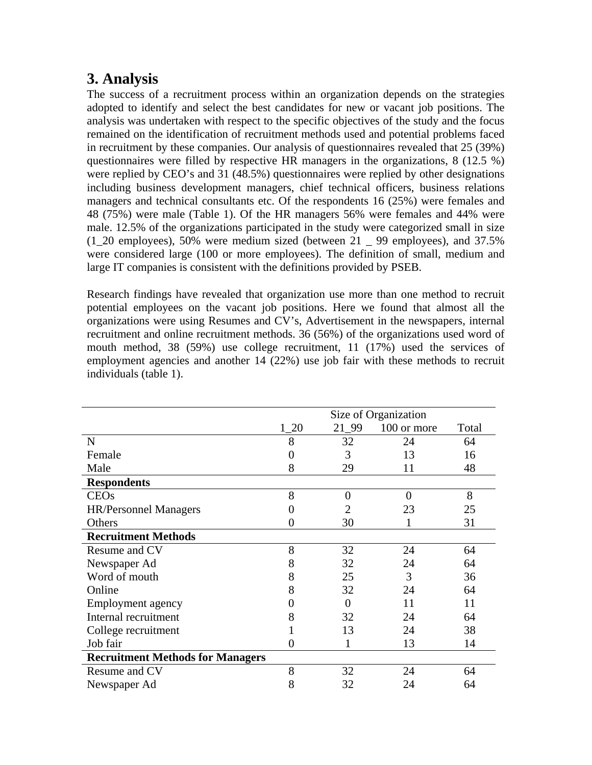# 3. Analysis

The success of a recruitment process within an organization depends on the strategies adopted to identify and select the best candidates for new or vacant job positions. The analysis was undertaken with respect to the specific objectives of the study and the focus remained on the identification of recruitment methods used and potential problems faced in recruitment by these companies. Our analysis of questionnaires revealed that 25 (39%) questionnaires were filled by respective HR managers in the organizations, 8 (12.5 %) were replied by CEO's and 31 (48.5%) questionnaires were replied by other designations including business development managers, chief technical officers, business relations managers and technical consultants etc. Of the respondents 16 (25%) were females and 48 (75%) were male (Table 1). Of the HR managers 56% were females and 44% were male. 12.5% of the organizations participated in the study were categorized small in size (1_20 employees), 50% were medium sized (between 21 _ 99 employees), and 37.5% were considered large (100 or more employees). The definition of small, medium and large IT companies is consistent with the definitions provided by PSEB.

Research findings have revealed that organization use more than one method to recruit potential employees on the vacant job positions. Here we found that almost all the organizations were using Resumes and CV's, Advertisement in the newspapers, internal recruitment and online recruitment methods. 36 (56%) of the organizations used word of mouth method, 38 (59%) use college recruitment, 11 (17%) used the services of employment agencies and another 14 (22%) use job fair with these methods to recruit individuals (table 1).

| | Size of Organization | | | |
|---|---|---|---|---|
| | 1_20 | 21_99 | 100 or more | Total |
| N | 8 | 32 | 24 | 64 |
| Female | 0 | 3 | 13 | 16 |
| Male | 8 | 29 | 11 | 48 |
| **Respondents** | | | | |
| CEOs | 8 | 0 | 0 | 8 |
| HR/Personnel Managers | 0 | 2 | 23 | 25 |
| Others | 0 | 30 | 1 | 31 |
| **Recruitment Methods** | | | | |
| Resume and CV | 8 | 32 | 24 | 64 |
| Newspaper Ad | 8 | 32 | 24 | 64 |
| Word of mouth | 8 | 25 | 3 | 36 |
| Online | 8 | 32 | 24 | 64 |
| Employment agency | 0 | 0 | 11 | 11 |
| Internal recruitment | 8 | 32 | 24 | 64 |
| College recruitment | 1 | 13 | 24 | 38 |
| Job fair | 0 | 1 | 13 | 14 |
| **Recruitment Methods for Managers** | | | | |
| Resume and CV | 8 | 32 | 24 | 64 |
| Newspaper Ad | 8 | 32 | 24 | 64 |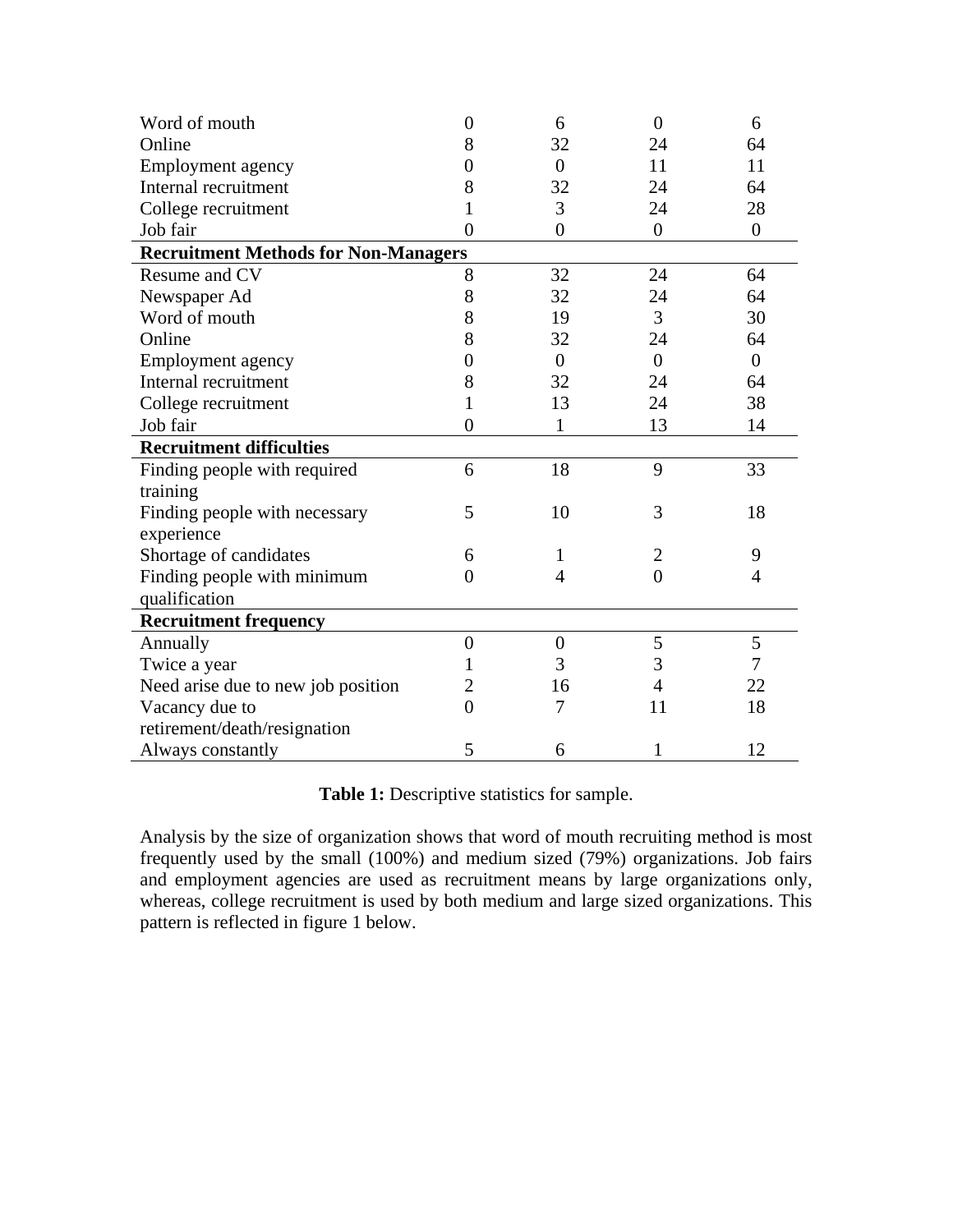| | | | | |
|---|---|---|---|---|
| Word of mouth | 0 | 6 | 0 | 6 |
| Online | 8 | 32 | 24 | 64 |
| Employment agency | 0 | 0 | 11 | 11 |
| Internal recruitment | 8 | 32 | 24 | 64 |
| College recruitment | 1 | 3 | 24 | 28 |
| Job fair | 0 | 0 | 0 | 0 |
| **Recruitment Methods for Non-Managers** | | | | |
| Resume and CV | 8 | 32 | 24 | 64 |
| Newspaper Ad | 8 | 32 | 24 | 64 |
| Word of mouth | 8 | 19 | 3 | 30 |
| Online | 8 | 32 | 24 | 64 |
| Employment agency | 0 | 0 | 0 | 0 |
| Internal recruitment | 8 | 32 | 24 | 64 |
| College recruitment | 1 | 13 | 24 | 38 |
| Job fair | 0 | 1 | 13 | 14 |
| **Recruitment difficulties** | | | | |
| Finding people with required training | 6 | 18 | 9 | 33 |
| Finding people with necessary experience | 5 | 10 | 3 | 18 |
| Shortage of candidates | 6 | 1 | 2 | 9 |
| Finding people with minimum qualification | 0 | 4 | 0 | 4 |
| **Recruitment frequency** | | | | |
| Annually | 0 | 0 | 5 | 5 |
| Twice a year | 1 | 3 | 3 | 7 |
| Need arise due to new job position | 2 | 16 | 4 | 22 |
| Vacancy due to retirement/death/resignation | 0 | 7 | 11 | 18 |
| Always constantly | 5 | 6 | 1 | 12 |

**Table 1:** Descriptive statistics for sample.

Analysis by the size of organization shows that word of mouth recruiting method is most frequently used by the small (100%) and medium sized (79%) organizations. Job fairs and employment agencies are used as recruitment means by large organizations only, whereas, college recruitment is used by both medium and large sized organizations. This pattern is reflected in figure 1 below.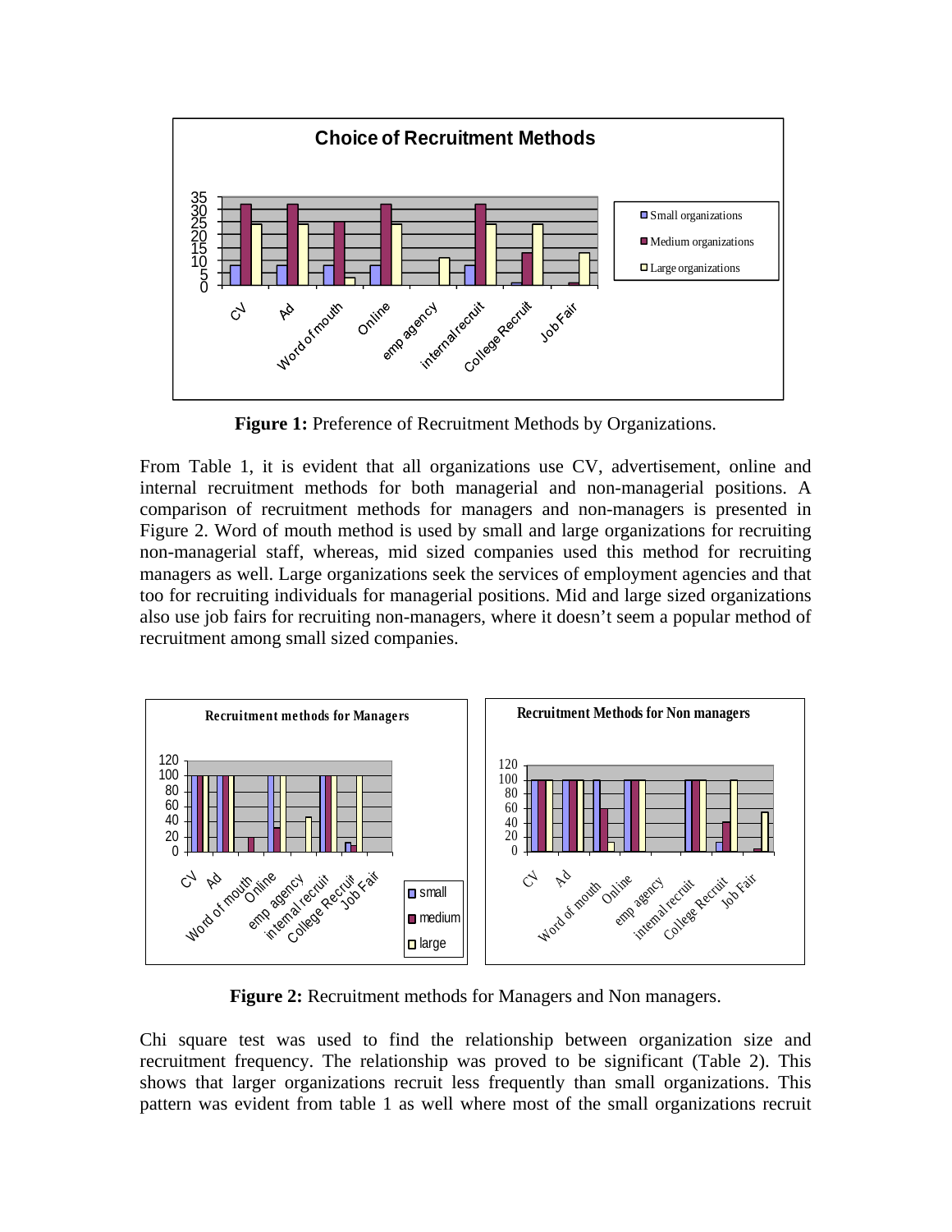**Figure 1:** Preference of Recruitment Methods by Organizations.

From Table 1, it is evident that all organizations use CV, advertisement, online and internal recruitment methods for both managerial and non-managerial positions. A comparison of recruitment methods for managers and non-managers is presented in Figure 2. Word of mouth method is used by small and large organizations for recruiting non-managerial staff, whereas, mid sized companies used this method for recruiting managers as well. Large organizations seek the services of employment agencies and that too for recruiting individuals for managerial positions. Mid and large sized organizations also use job fairs for recruiting non-managers, where it doesn't seem a popular method of recruitment among small sized companies.

**Figure 2:** Recruitment methods for Managers and Non managers.

Chi square test was used to find the relationship between organization size and recruitment frequency. The relationship was proved to be significant (Table 2). This shows that larger organizations recruit less frequently than small organizations. This pattern was evident from table 1 as well where most of the small organizations recruit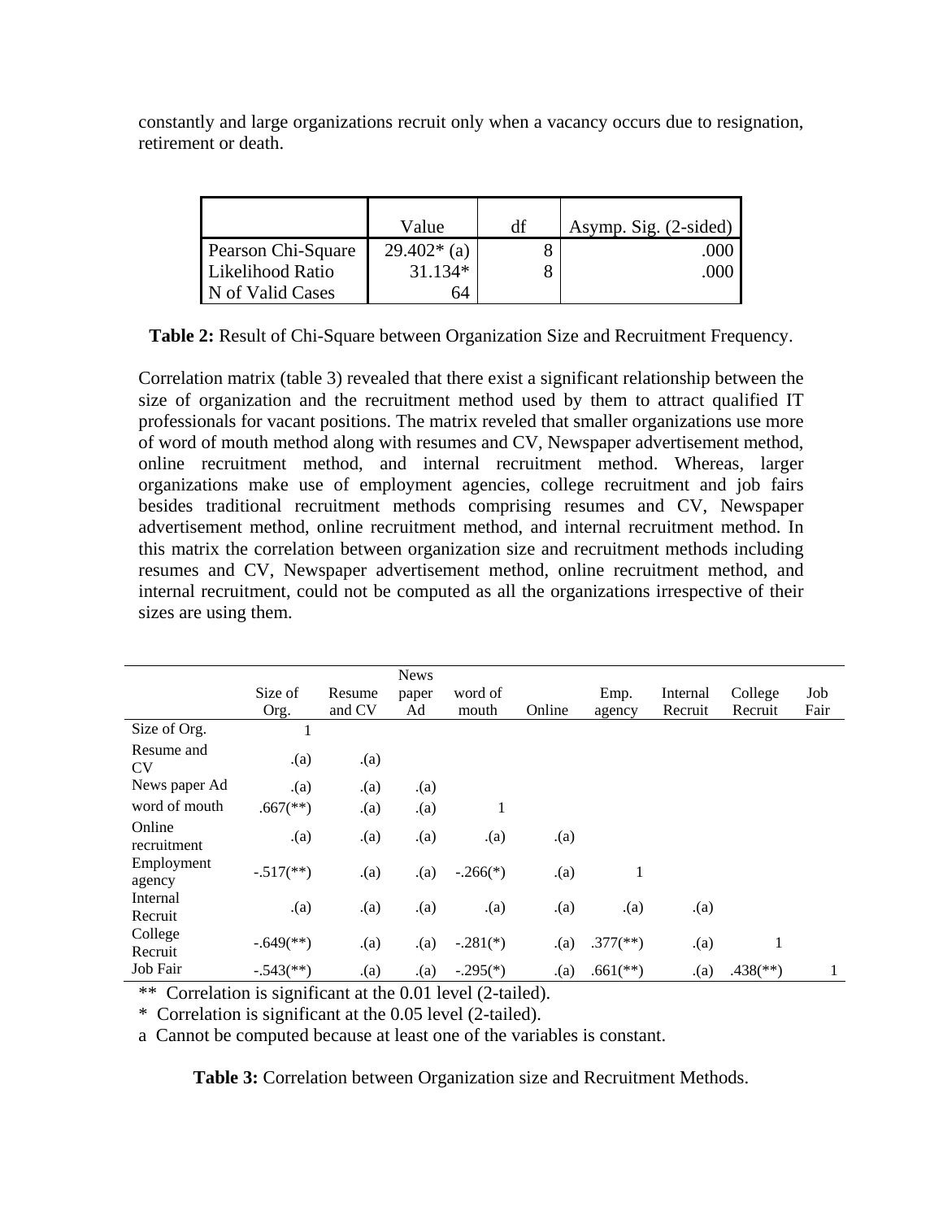constantly and large organizations recruit only when a vacancy occurs due to resignation, retirement or death.

| | Value | df | Asymp. Sig. (2-sided) |
|---|---|---|---|
| Pearson Chi-Square | 29.402* (a) | 8 | .000 |
| Likelihood Ratio | 31.134* | 8 | .000 |
| N of Valid Cases | 64 | | |

**Table 2:** Result of Chi-Square between Organization Size and Recruitment Frequency.

Correlation matrix (table 3) revealed that there exist a significant relationship between the size of organization and the recruitment method used by them to attract qualified IT professionals for vacant positions. The matrix reveled that smaller organizations use more of word of mouth method along with resumes and CV, Newspaper advertisement method, online recruitment method, and internal recruitment method. Whereas, larger organizations make use of employment agencies, college recruitment and job fairs besides traditional recruitment methods comprising resumes and CV, Newspaper advertisement method, online recruitment method, and internal recruitment method. In this matrix the correlation between organization size and recruitment methods including resumes and CV, Newspaper advertisement method, online recruitment method, and internal recruitment, could not be computed as all the organizations irrespective of their sizes are using them.

| | Size of Org. | Resume and CV | News paper Ad | word of mouth | Online | Emp. agency | Internal Recruit | College Recruit | Job Fair |
|---|---|---|---|---|---|---|---|---|---|
| Size of Org. | 1 | | | | | | | | |
| Resume and CV | .(a) | .(a) | | | | | | | |
| News paper Ad | .(a) | .(a) | .(a) | | | | | | |
| word of mouth | .667(**) | .(a) | .(a) | 1 | | | | | |
| Online recruitment | .(a) | .(a) | .(a) | .(a) | .(a) | | | | |
| Employment agency | -.517(**) | .(a) | .(a) | -.266(*) | .(a) | 1 | | | |
| Internal Recruit | .(a) | .(a) | .(a) | .(a) | .(a) | .(a) | .(a) | | |
| College Recruit | -.649(**) | .(a) | .(a) | -.281(*) | .(a) | .377(**) | .(a) | 1 | |
| Job Fair | -.543(**) | .(a) | .(a) | -.295(*) | .(a) | .661(**) | .(a) | .438(**) | 1 |

** Correlation is significant at the 0.01 level (2-tailed).

* Correlation is significant at the 0.05 level (2-tailed).

a Cannot be computed because at least one of the variables is constant.

**Table 3:** Correlation between Organization size and Recruitment Methods.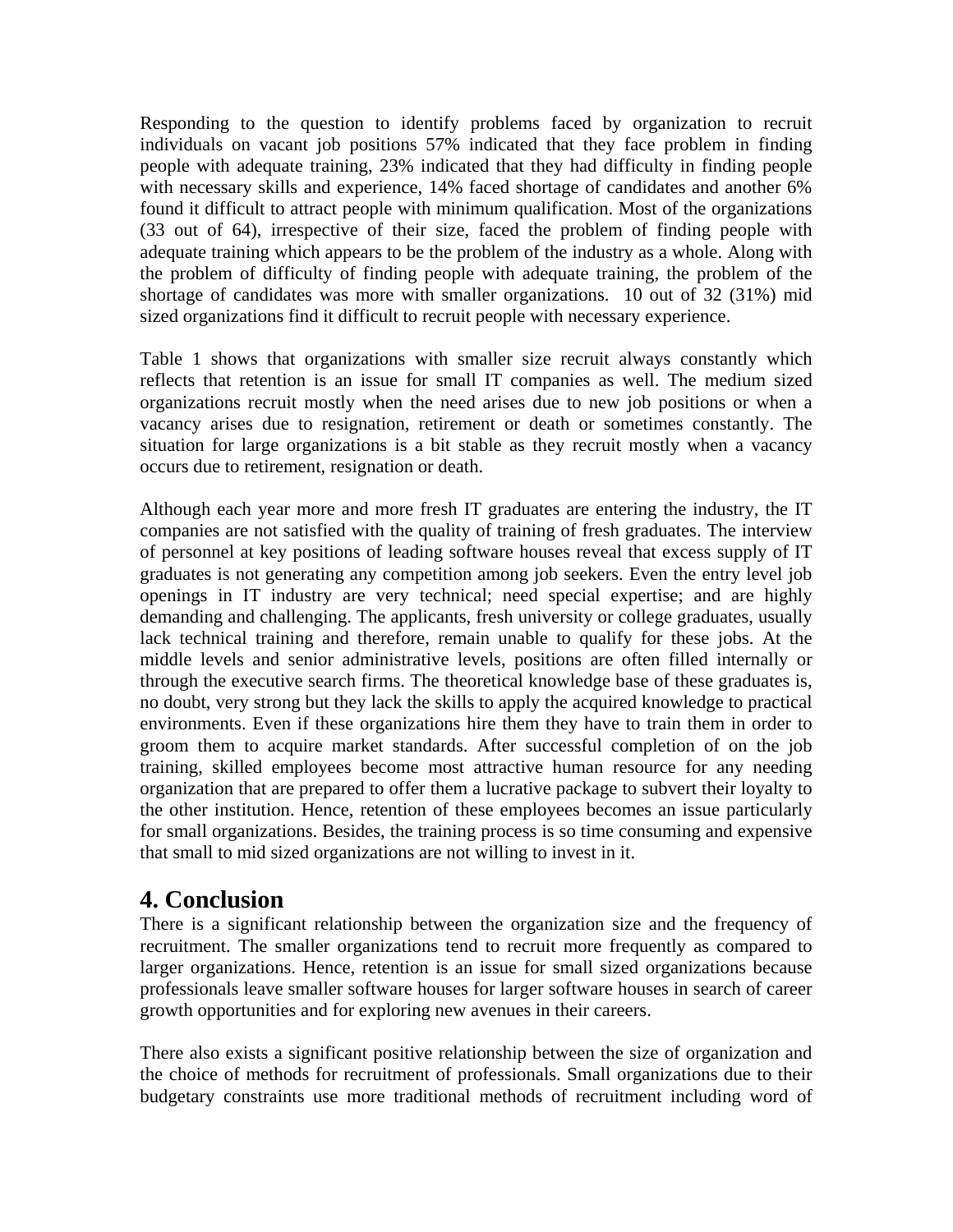Responding to the question to identify problems faced by organization to recruit individuals on vacant job positions 57% indicated that they face problem in finding people with adequate training, 23% indicated that they had difficulty in finding people with necessary skills and experience, 14% faced shortage of candidates and another 6% found it difficult to attract people with minimum qualification. Most of the organizations (33 out of 64), irrespective of their size, faced the problem of finding people with adequate training which appears to be the problem of the industry as a whole. Along with the problem of difficulty of finding people with adequate training, the problem of the shortage of candidates was more with smaller organizations. 10 out of 32 (31%) mid sized organizations find it difficult to recruit people with necessary experience.

Table 1 shows that organizations with smaller size recruit always constantly which reflects that retention is an issue for small IT companies as well. The medium sized organizations recruit mostly when the need arises due to new job positions or when a vacancy arises due to resignation, retirement or death or sometimes constantly. The situation for large organizations is a bit stable as they recruit mostly when a vacancy occurs due to retirement, resignation or death.

Although each year more and more fresh IT graduates are entering the industry, the IT companies are not satisfied with the quality of training of fresh graduates. The interview of personnel at key positions of leading software houses reveal that excess supply of IT graduates is not generating any competition among job seekers. Even the entry level job openings in IT industry are very technical; need special expertise; and are highly demanding and challenging. The applicants, fresh university or college graduates, usually lack technical training and therefore, remain unable to qualify for these jobs. At the middle levels and senior administrative levels, positions are often filled internally or through the executive search firms. The theoretical knowledge base of these graduates is, no doubt, very strong but they lack the skills to apply the acquired knowledge to practical environments. Even if these organizations hire them they have to train them in order to groom them to acquire market standards. After successful completion of on the job training, skilled employees become most attractive human resource for any needing organization that are prepared to offer them a lucrative package to subvert their loyalty to the other institution. Hence, retention of these employees becomes an issue particularly for small organizations. Besides, the training process is so time consuming and expensive that small to mid sized organizations are not willing to invest in it.

## 4. Conclusion

There is a significant relationship between the organization size and the frequency of recruitment. The smaller organizations tend to recruit more frequently as compared to larger organizations. Hence, retention is an issue for small sized organizations because professionals leave smaller software houses for larger software houses in search of career growth opportunities and for exploring new avenues in their careers.

There also exists a significant positive relationship between the size of organization and the choice of methods for recruitment of professionals. Small organizations due to their budgetary constraints use more traditional methods of recruitment including word of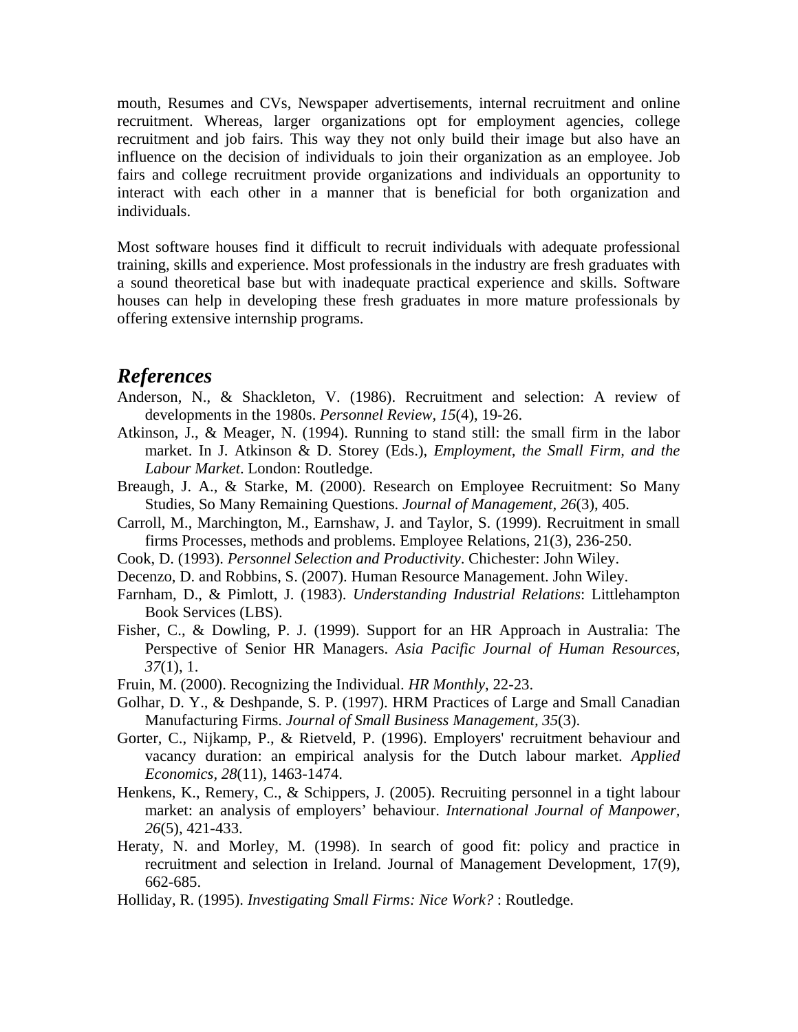mouth, Resumes and CVs, Newspaper advertisements, internal recruitment and online recruitment. Whereas, larger organizations opt for employment agencies, college recruitment and job fairs. This way they not only build their image but also have an influence on the decision of individuals to join their organization as an employee. Job fairs and college recruitment provide organizations and individuals an opportunity to interact with each other in a manner that is beneficial for both organization and individuals.

Most software houses find it difficult to recruit individuals with adequate professional training, skills and experience. Most professionals in the industry are fresh graduates with a sound theoretical base but with inadequate practical experience and skills. Software houses can help in developing these fresh graduates in more mature professionals by offering extensive internship programs.

## *References*

Anderson, N., & Shackleton, V. (1986). Recruitment and selection: A review of developments in the 1980s. *Personnel Review, 15*(4), 19-26.

Atkinson, J., & Meager, N. (1994). Running to stand still: the small firm in the labor market. In J. Atkinson & D. Storey (Eds.), *Employment, the Small Firm, and the Labour Market*. London: Routledge.

Breaugh, J. A., & Starke, M. (2000). Research on Employee Recruitment: So Many Studies, So Many Remaining Questions. *Journal of Management, 26*(3), 405.

Carroll, M., Marchington, M., Earnshaw, J. and Taylor, S. (1999). Recruitment in small firms Processes, methods and problems. Employee Relations, 21(3), 236-250.

Cook, D. (1993). *Personnel Selection and Productivity*. Chichester: John Wiley.

Decenzo, D. and Robbins, S. (2007). Human Resource Management. John Wiley.

Farnham, D., & Pimlott, J. (1983). *Understanding Industrial Relations*: Littlehampton Book Services (LBS).

Fisher, C., & Dowling, P. J. (1999). Support for an HR Approach in Australia: The Perspective of Senior HR Managers. *Asia Pacific Journal of Human Resources, 37*(1), 1.

Fruin, M. (2000). Recognizing the Individual. *HR Monthly*, 22-23.

Golhar, D. Y., & Deshpande, S. P. (1997). HRM Practices of Large and Small Canadian Manufacturing Firms. *Journal of Small Business Management, 35*(3).

Gorter, C., Nijkamp, P., & Rietveld, P. (1996). Employers' recruitment behaviour and vacancy duration: an empirical analysis for the Dutch labour market. *Applied Economics, 28*(11), 1463-1474.

Henkens, K., Remery, C., & Schippers, J. (2005). Recruiting personnel in a tight labour market: an analysis of employers' behaviour. *International Journal of Manpower, 26*(5), 421-433.

Heraty, N. and Morley, M. (1998). In search of good fit: policy and practice in recruitment and selection in Ireland. Journal of Management Development, 17(9), 662-685.

Holliday, R. (1995). *Investigating Small Firms: Nice Work?* : Routledge.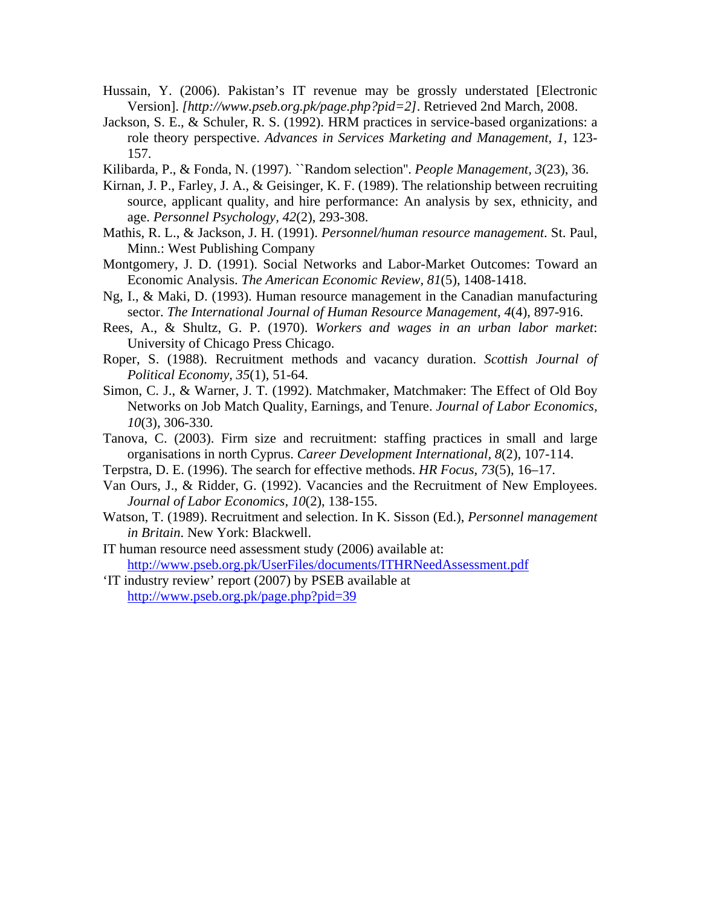Hussain, Y. (2006). Pakistan's IT revenue may be grossly understated [Electronic Version]. *[http://www.pseb.org.pk/page.php?pid=2]*. Retrieved 2nd March, 2008.

Jackson, S. E., & Schuler, R. S. (1992). HRM practices in service-based organizations: a role theory perspective. *Advances in Services Marketing and Management, 1*, 123-157.

Kilibarda, P., & Fonda, N. (1997). ``Random selection''. *People Management, 3*(23), 36.

Kirnan, J. P., Farley, J. A., & Geisinger, K. F. (1989). The relationship between recruiting source, applicant quality, and hire performance: An analysis by sex, ethnicity, and age. *Personnel Psychology, 42*(2), 293-308.

Mathis, R. L., & Jackson, J. H. (1991). *Personnel/human resource management*. St. Paul, Minn.: West Publishing Company

Montgomery, J. D. (1991). Social Networks and Labor-Market Outcomes: Toward an Economic Analysis. *The American Economic Review, 81*(5), 1408-1418.

Ng, I., & Maki, D. (1993). Human resource management in the Canadian manufacturing sector. *The International Journal of Human Resource Management, 4*(4), 897-916.

Rees, A., & Shultz, G. P. (1970). *Workers and wages in an urban labor market*: University of Chicago Press Chicago.

Roper, S. (1988). Recruitment methods and vacancy duration. *Scottish Journal of Political Economy, 35*(1), 51-64.

Simon, C. J., & Warner, J. T. (1992). Matchmaker, Matchmaker: The Effect of Old Boy Networks on Job Match Quality, Earnings, and Tenure. *Journal of Labor Economics, 10*(3), 306-330.

Tanova, C. (2003). Firm size and recruitment: staffing practices in small and large organisations in north Cyprus. *Career Development International, 8*(2), 107-114.

Terpstra, D. E. (1996). The search for effective methods. *HR Focus, 73*(5), 16–17.

Van Ours, J., & Ridder, G. (1992). Vacancies and the Recruitment of New Employees. *Journal of Labor Economics, 10*(2), 138-155.

Watson, T. (1989). Recruitment and selection. In K. Sisson (Ed.), *Personnel management in Britain*. New York: Blackwell.

IT human resource need assessment study (2006) available at: http://www.pseb.org.pk/UserFiles/documents/ITHRNeedAssessment.pdf

'IT industry review' report (2007) by PSEB available at http://www.pseb.org.pk/page.php?pid=39